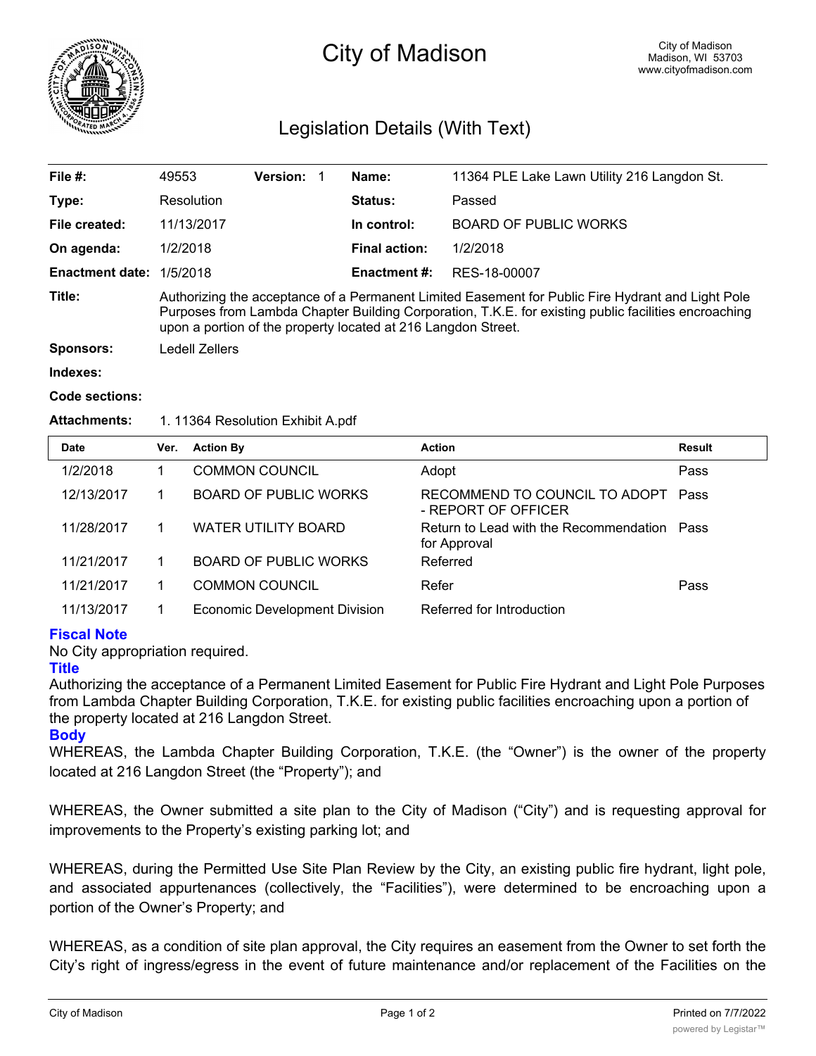# City of Madison

City of Madison
Madison, WI 53703
www.cityofmadison.com

## Legislation Details (With Text)

| | | | | | |
|---|---|---|---|---|---|
| **File #:** | 49553 | **Version:** 1 | | **Name:** | 11364 PLE Lake Lawn Utility 216 Langdon St. |
| **Type:** | Resolution | | | **Status:** | Passed |
| **File created:** | 11/13/2017 | | | **In control:** | BOARD OF PUBLIC WORKS |
| **On agenda:** | 1/2/2018 | | | **Final action:** | 1/2/2018 |
| **Enactment date:** | 1/5/2018 | | | **Enactment #:** | RES-18-00007 |

**Title:** Authorizing the acceptance of a Permanent Limited Easement for Public Fire Hydrant and Light Pole Purposes from Lambda Chapter Building Corporation, T.K.E. for existing public facilities encroaching upon a portion of the property located at 216 Langdon Street.

**Sponsors:** Ledell Zellers

**Indexes:**

**Code sections:**

**Attachments:** 1. 11364 Resolution Exhibit A.pdf

| Date | Ver. | Action By | Action | Result |
|---|---|---|---|---|
| 1/2/2018 | 1 | COMMON COUNCIL | Adopt | Pass |
| 12/13/2017 | 1 | BOARD OF PUBLIC WORKS | RECOMMEND TO COUNCIL TO ADOPT - REPORT OF OFFICER | Pass |
| 11/28/2017 | 1 | WATER UTILITY BOARD | Return to Lead with the Recommendation for Approval | Pass |
| 11/21/2017 | 1 | BOARD OF PUBLIC WORKS | Referred | |
| 11/21/2017 | 1 | COMMON COUNCIL | Refer | Pass |
| 11/13/2017 | 1 | Economic Development Division | Referred for Introduction | |

### Fiscal Note

No City appropriation required.

### Title

Authorizing the acceptance of a Permanent Limited Easement for Public Fire Hydrant and Light Pole Purposes from Lambda Chapter Building Corporation, T.K.E. for existing public facilities encroaching upon a portion of the property located at 216 Langdon Street.

### Body

WHEREAS, the Lambda Chapter Building Corporation, T.K.E. (the "Owner") is the owner of the property located at 216 Langdon Street (the "Property"); and

WHEREAS, the Owner submitted a site plan to the City of Madison ("City") and is requesting approval for improvements to the Property's existing parking lot; and

WHEREAS, during the Permitted Use Site Plan Review by the City, an existing public fire hydrant, light pole, and associated appurtenances (collectively, the "Facilities"), were determined to be encroaching upon a portion of the Owner's Property; and

WHEREAS, as a condition of site plan approval, the City requires an easement from the Owner to set forth the City's right of ingress/egress in the event of future maintenance and/or replacement of the Facilities on the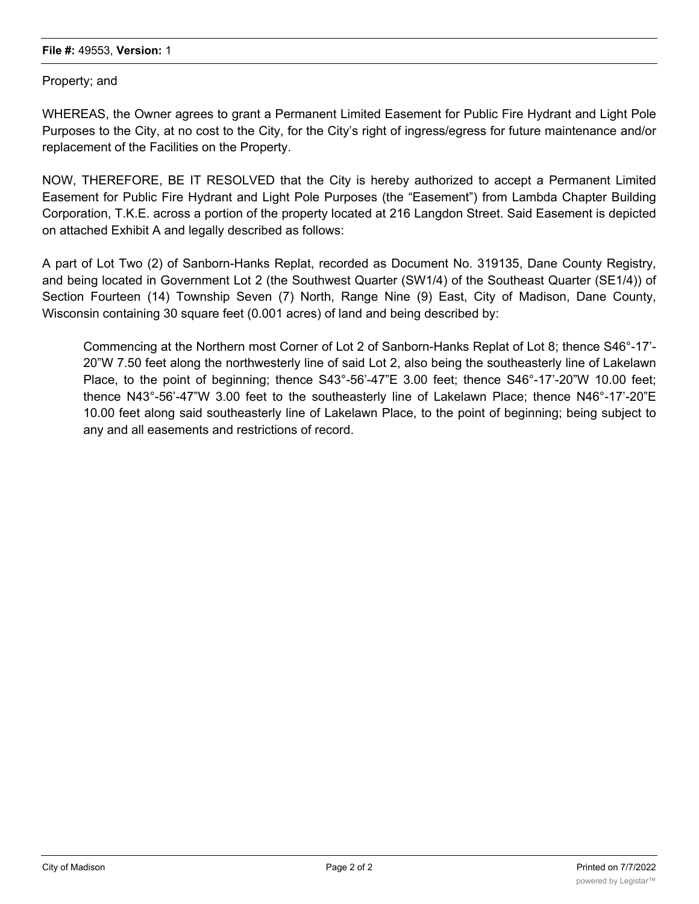Property; and

WHEREAS, the Owner agrees to grant a Permanent Limited Easement for Public Fire Hydrant and Light Pole Purposes to the City, at no cost to the City, for the City's right of ingress/egress for future maintenance and/or replacement of the Facilities on the Property.

NOW, THEREFORE, BE IT RESOLVED that the City is hereby authorized to accept a Permanent Limited Easement for Public Fire Hydrant and Light Pole Purposes (the "Easement") from Lambda Chapter Building Corporation, T.K.E. across a portion of the property located at 216 Langdon Street. Said Easement is depicted on attached Exhibit A and legally described as follows:

A part of Lot Two (2) of Sanborn-Hanks Replat, recorded as Document No. 319135, Dane County Registry, and being located in Government Lot 2 (the Southwest Quarter (SW1/4) of the Southeast Quarter (SE1/4)) of Section Fourteen (14) Township Seven (7) North, Range Nine (9) East, City of Madison, Dane County, Wisconsin containing 30 square feet (0.001 acres) of land and being described by:

> Commencing at the Northern most Corner of Lot 2 of Sanborn-Hanks Replat of Lot 8; thence S46°-17'-20"W 7.50 feet along the northwesterly line of said Lot 2, also being the southeasterly line of Lakelawn Place, to the point of beginning; thence S43°-56'-47"E 3.00 feet; thence S46°-17'-20"W 10.00 feet; thence N43°-56'-47"W 3.00 feet to the southeasterly line of Lakelawn Place; thence N46°-17'-20"E 10.00 feet along said southeasterly line of Lakelawn Place, to the point of beginning; being subject to any and all easements and restrictions of record.